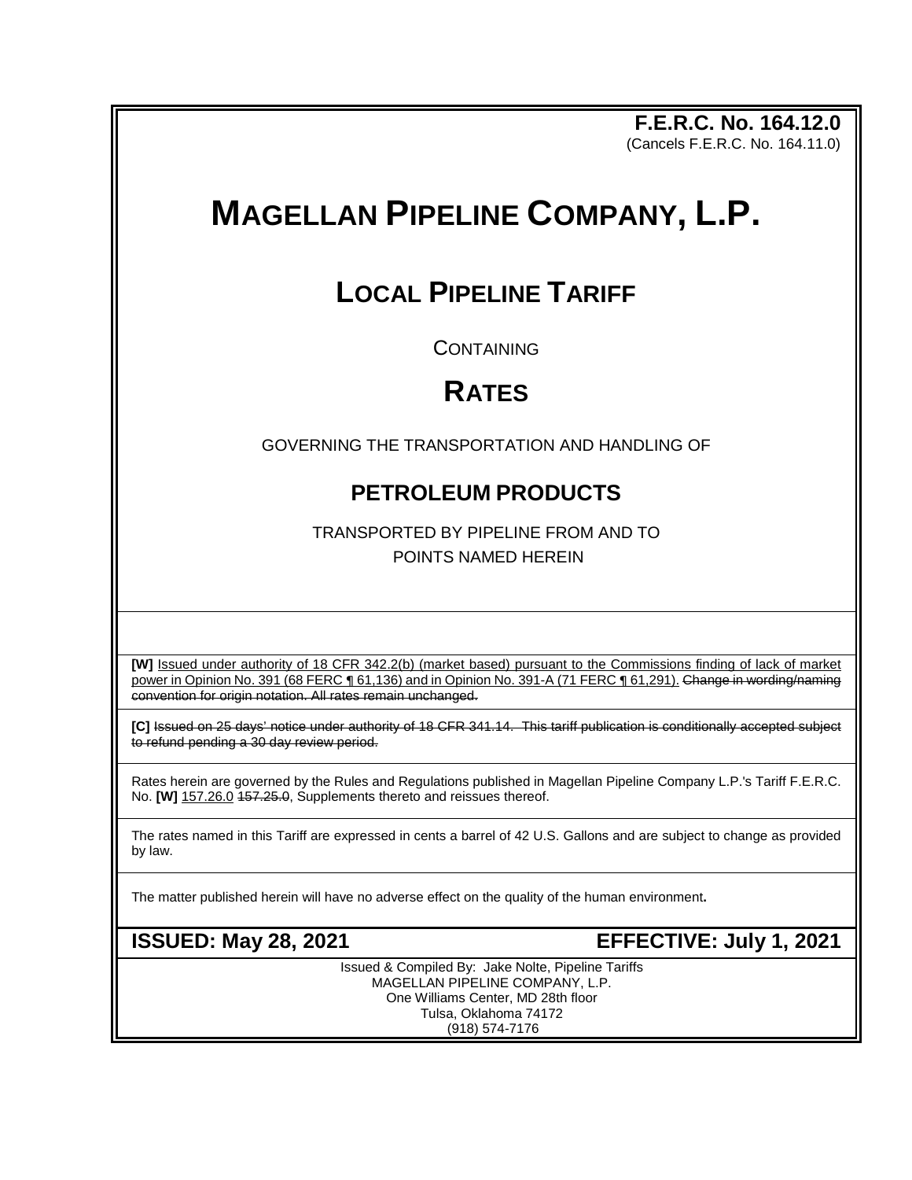**F.E.R.C. No. 164.12.0**
(Cancels F.E.R.C. No. 164.11.0)

# MAGELLAN PIPELINE COMPANY, L.P.

## LOCAL PIPELINE TARIFF

CONTAINING

## RATES

GOVERNING THE TRANSPORTATION AND HANDLING OF

### PETROLEUM PRODUCTS

TRANSPORTED BY PIPELINE FROM AND TO
POINTS NAMED HEREIN

**[W]** Issued under authority of 18 CFR 342.2(b) (market based) pursuant to the Commissions finding of lack of market power in Opinion No. 391 (68 FERC ¶ 61,136) and in Opinion No. 391-A (71 FERC ¶ 61,291). ~~Change in wording/naming convention for origin notation. All rates remain unchanged.~~

**[C]** ~~Issued on 25 days' notice under authority of 18 CFR 341.14. This tariff publication is conditionally accepted subject to refund pending a 30 day review period.~~

Rates herein are governed by the Rules and Regulations published in Magellan Pipeline Company L.P.'s Tariff F.E.R.C. No. **[W]** 157.26.0 ~~157.25.0~~, Supplements thereto and reissues thereof.

The rates named in this Tariff are expressed in cents a barrel of 42 U.S. Gallons and are subject to change as provided by law.

The matter published herein will have no adverse effect on the quality of the human environment**.**

**ISSUED: May 28, 2021** **EFFECTIVE: July 1, 2021**

Issued & Compiled By: Jake Nolte, Pipeline Tariffs
MAGELLAN PIPELINE COMPANY, L.P.
One Williams Center, MD 28th floor
Tulsa, Oklahoma 74172
(918) 574-7176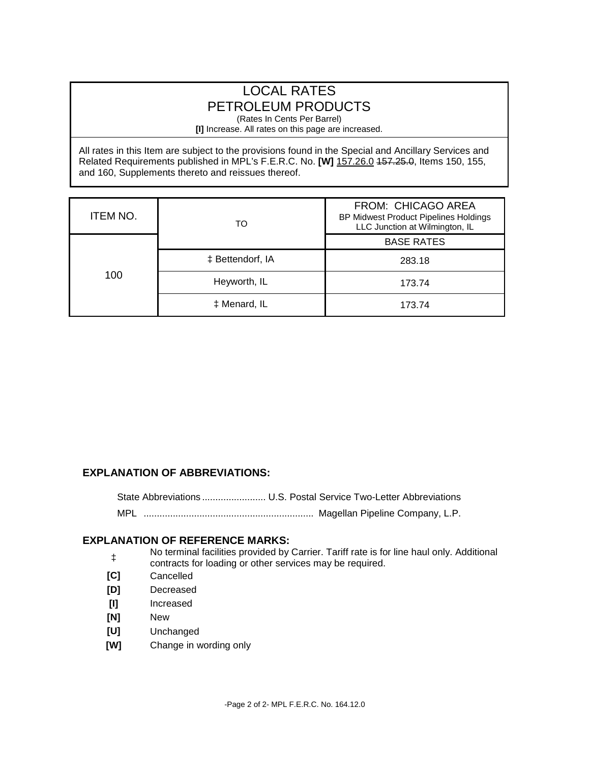# LOCAL RATES
# PETROLEUM PRODUCTS

(Rates In Cents Per Barrel)

**[I]** Increase. All rates on this page are increased.

All rates in this Item are subject to the provisions found in the Special and Ancillary Services and Related Requirements published in MPL's F.E.R.C. No. **[W]** 157.26.0 ~~157.25.0~~, Items 150, 155, and 160, Supplements thereto and reissues thereof.

| ITEM NO. | TO | FROM: CHICAGO AREA BP Midwest Product Pipelines Holdings LLC Junction at Wilmington, IL |
|---|---|---|
| | | BASE RATES |
| 100 | ‡ Bettendorf, IA | 283.18 |
| | Heyworth, IL | 173.74 |
| | ‡ Menard, IL | 173.74 |

**EXPLANATION OF ABBREVIATIONS:**

State Abbreviations ........................ U.S. Postal Service Two-Letter Abbreviations

MPL ................................................................ Magellan Pipeline Company, L.P.

**EXPLANATION OF REFERENCE MARKS:**

- ‡ No terminal facilities provided by Carrier. Tariff rate is for line haul only. Additional contracts for loading or other services may be required.
- **[C]** Cancelled
- **[D]** Decreased
- **[I]** Increased
- **[N]** New
- **[U]** Unchanged
- **[W]** Change in wording only